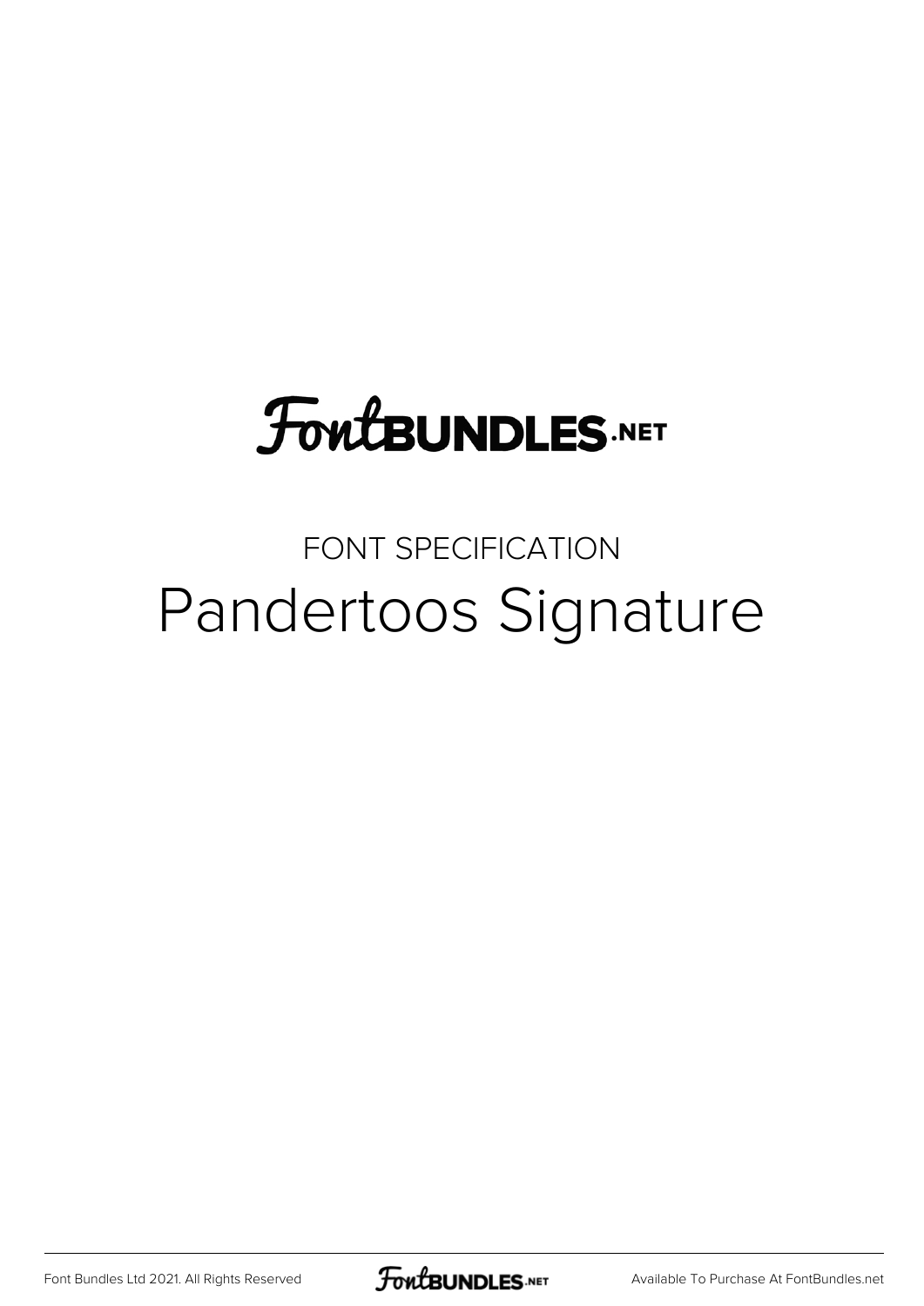# FontBUNDLES.NET

FONT SPECIFICATION

## Pandertoos Signature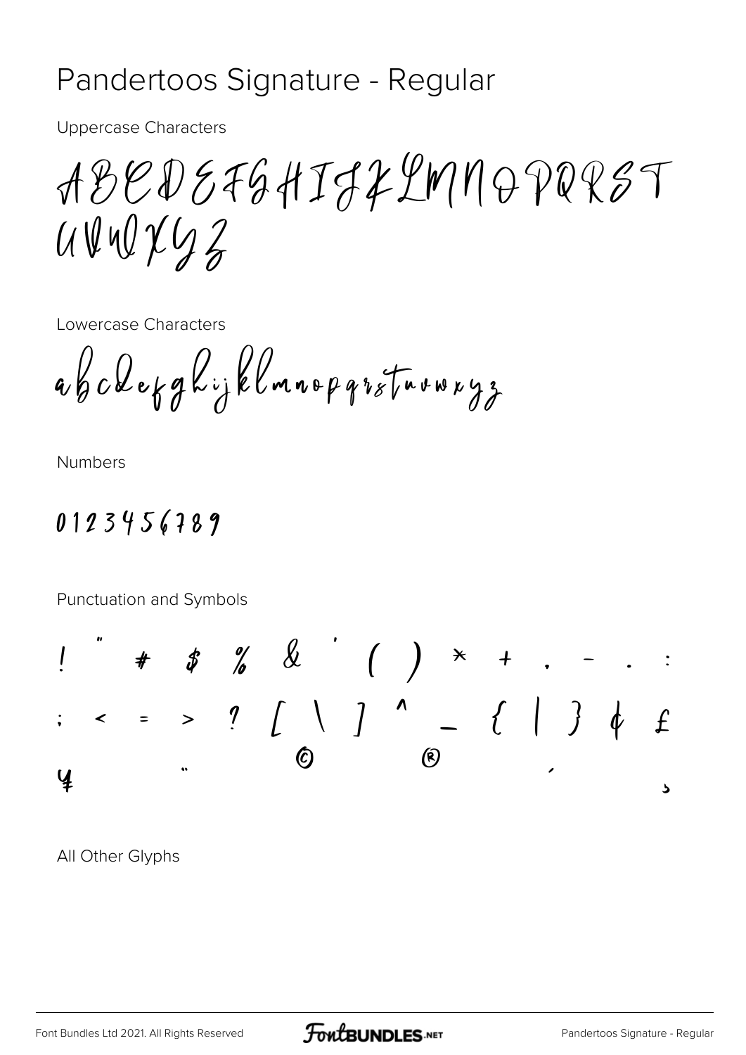# Pandertoos Signature - Regular

Uppercase Characters

ABCDEFGHIJKLMNOPQRST
UVWXYZ

Lowercase Characters

abcdefghijklmnopqrstuvwxyz

Numbers

0123456789

Punctuation and Symbols

! " # $ % & ' ( ) * + , - . :
; < = > ? [ \ ] ^ _ { | } ¢ £
¥ ¨ © ® ´ ¸

All Other Glyphs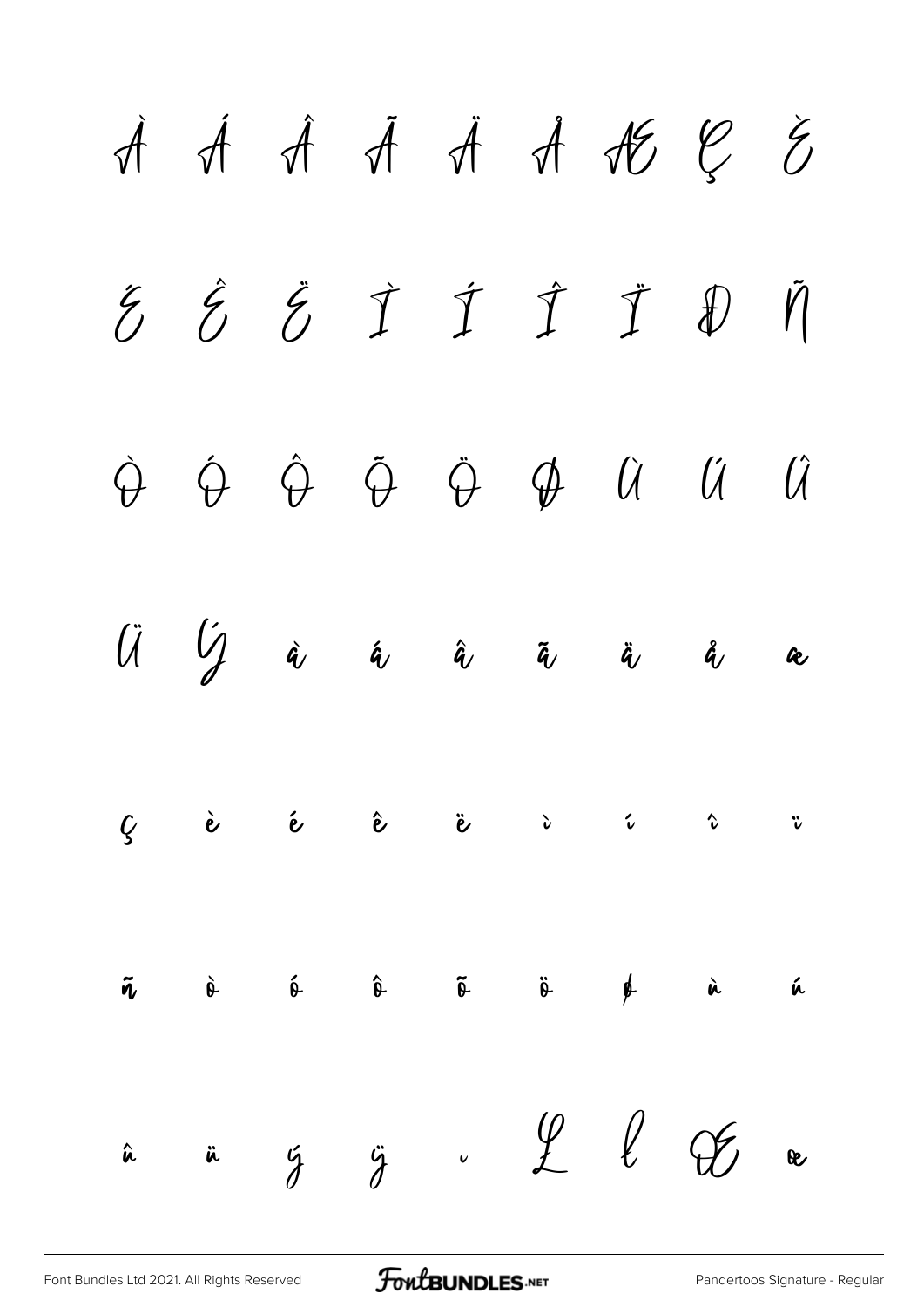À Á Â Ã Ä Å Æ Ç È

É Ê Ë Ì Í Î Ï Ð Ñ

Ò Ó Ô Õ Ö Ø Ù Ú Û

Ü Ý à á â ã ä å æ

ç è é ê ë ì í î ï

ñ ò ó ô õ ö ø ù ú

û ü ý ÿ ı Ł ł Œ œ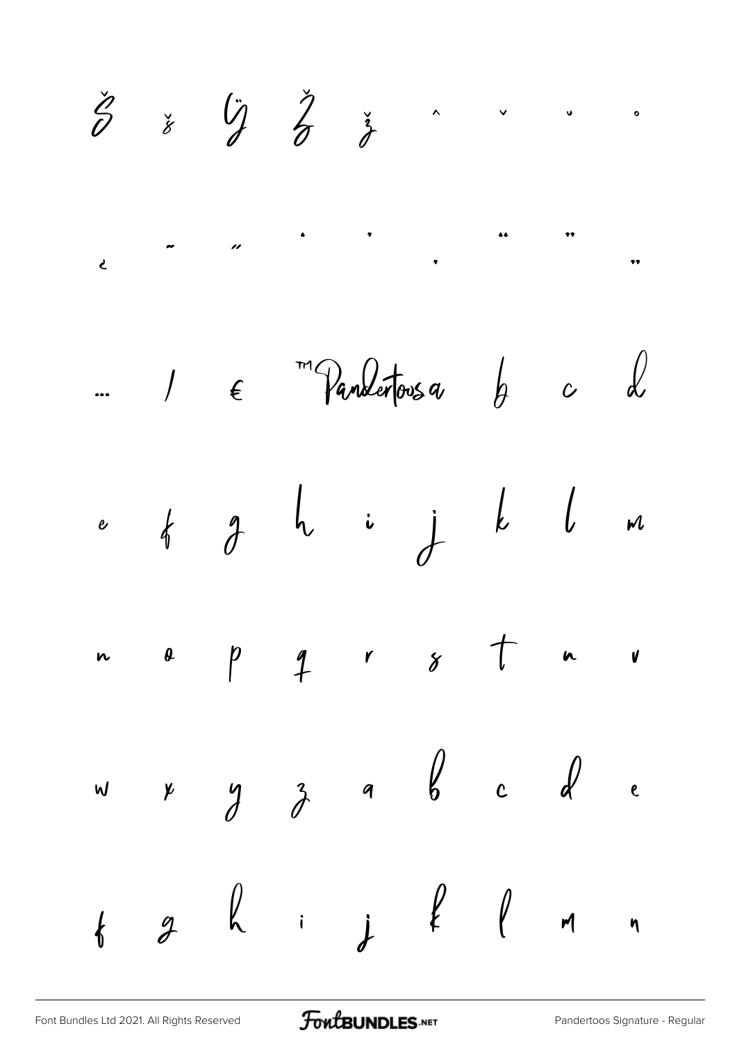Š š Ÿ Ž ž ˆ ˇ ˘ ˚

¿ ˜ ˝ ' ' ‚ " " „

… / € ™ Pandertoos a b c d

e f g h i j k l m

n o p q r s t u v

w x y z a b c d e

f g h i j k l m n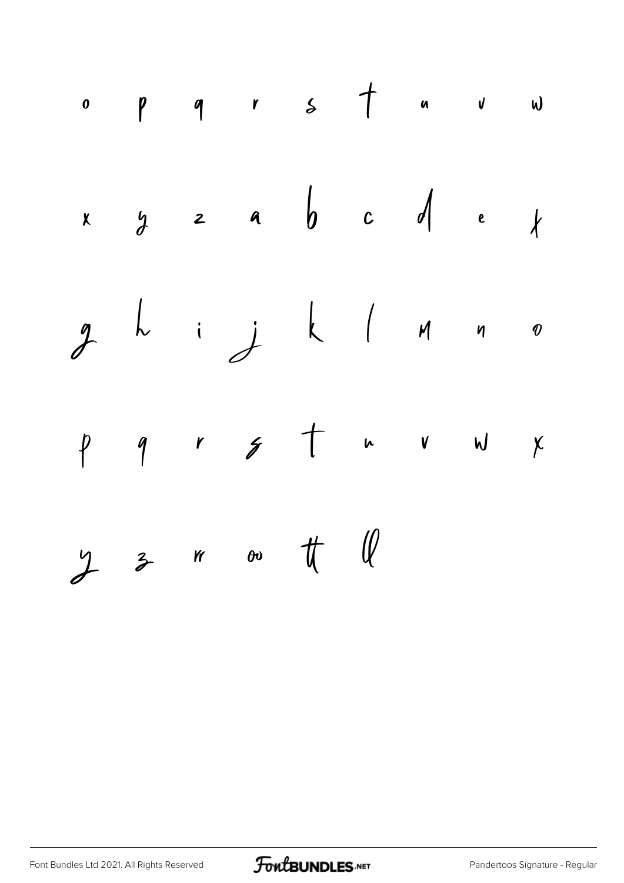o p q r s t u v w

x y z a b c d e f

g h i j k l m n o

p q r s t u v w x

y z rr oo tt ll